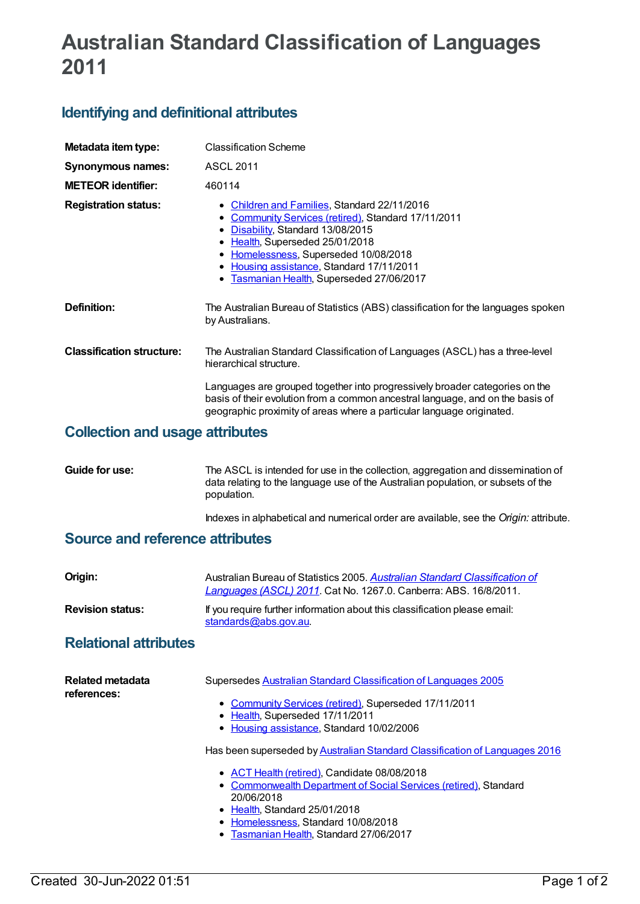# Australian Standard Classification of Languages 2011

## Identifying and definitional attributes

| | |
|---|---|
| **Metadata item type:** | Classification Scheme |
| **Synonymous names:** | ASCL 2011 |
| **METEOR identifier:** | 460114 |
| **Registration status:** | Children and Families, Standard 22/11/2016<br>Community Services (retired), Standard 17/11/2011<br>Disability, Standard 13/08/2015<br>Health, Superseded 25/01/2018<br>Homelessness, Superseded 10/08/2018<br>Housing assistance, Standard 17/11/2011<br>Tasmanian Health, Superseded 27/06/2017 |
| **Definition:** | The Australian Bureau of Statistics (ABS) classification for the languages spoken by Australians. |
| **Classification structure:** | The Australian Standard Classification of Languages (ASCL) has a three-level hierarchical structure.<br><br>Languages are grouped together into progressively broader categories on the basis of their evolution from a common ancestral language, and on the basis of geographic proximity of areas where a particular language originated. |

## Collection and usage attributes

| | |
|---|---|
| **Guide for use:** | The ASCL is intended for use in the collection, aggregation and dissemination of data relating to the language use of the Australian population, or subsets of the population.<br><br>Indexes in alphabetical and numerical order are available, see the *Origin:* attribute. |

## Source and reference attributes

| | |
|---|---|
| **Origin:** | Australian Bureau of Statistics 2005. *Australian Standard Classification of Languages (ASCL) 2011*. Cat No. 1267.0. Canberra: ABS. 16/8/2011. |
| **Revision status:** | If you require further information about this classification please email: standards@abs.gov.au. |

## Relational attributes

**Related metadata references:**

Supersedes Australian Standard Classification of Languages 2005

- Community Services (retired), Superseded 17/11/2011
- Health, Superseded 17/11/2011
- Housing assistance, Standard 10/02/2006

Has been superseded by Australian Standard Classification of Languages 2016

- ACT Health (retired), Candidate 08/08/2018
- Commonwealth Department of Social Services (retired), Standard 20/06/2018
- Health, Standard 25/01/2018
- Homelessness, Standard 10/08/2018
- Tasmanian Health, Standard 27/06/2017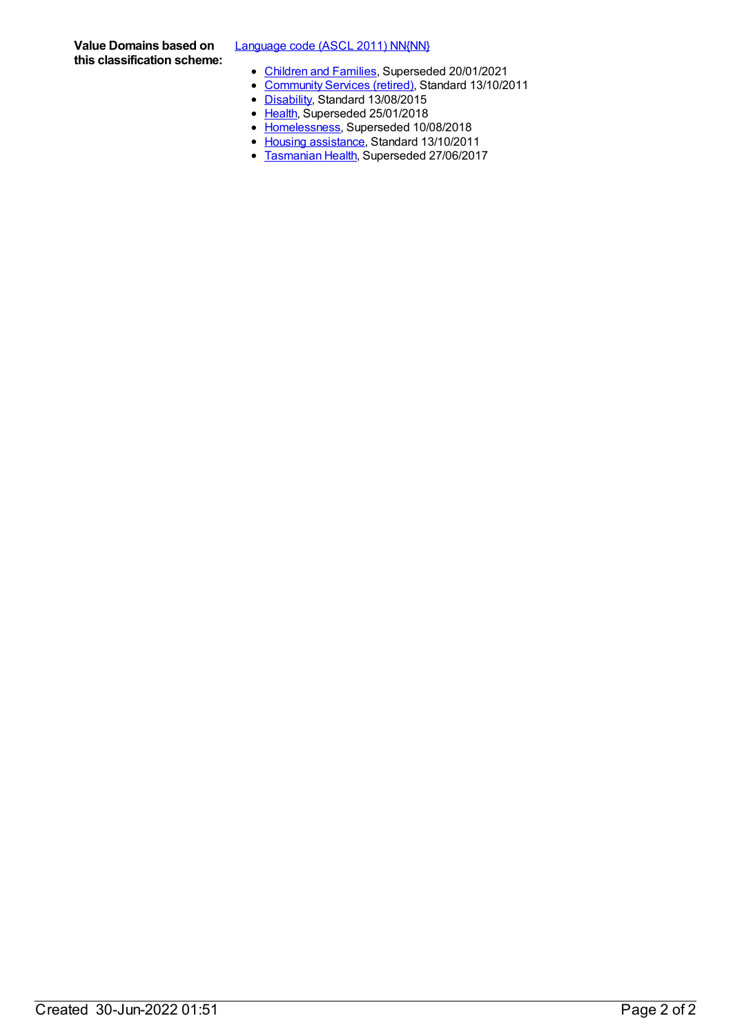**Value Domains based on this classification scheme:**

Language code (ASCL 2011) NN{NN}

- Children and Families, Superseded 20/01/2021
- Community Services (retired), Standard 13/10/2011
- Disability, Standard 13/08/2015
- Health, Superseded 25/01/2018
- Homelessness, Superseded 10/08/2018
- Housing assistance, Standard 13/10/2011
- Tasmanian Health, Superseded 27/06/2017